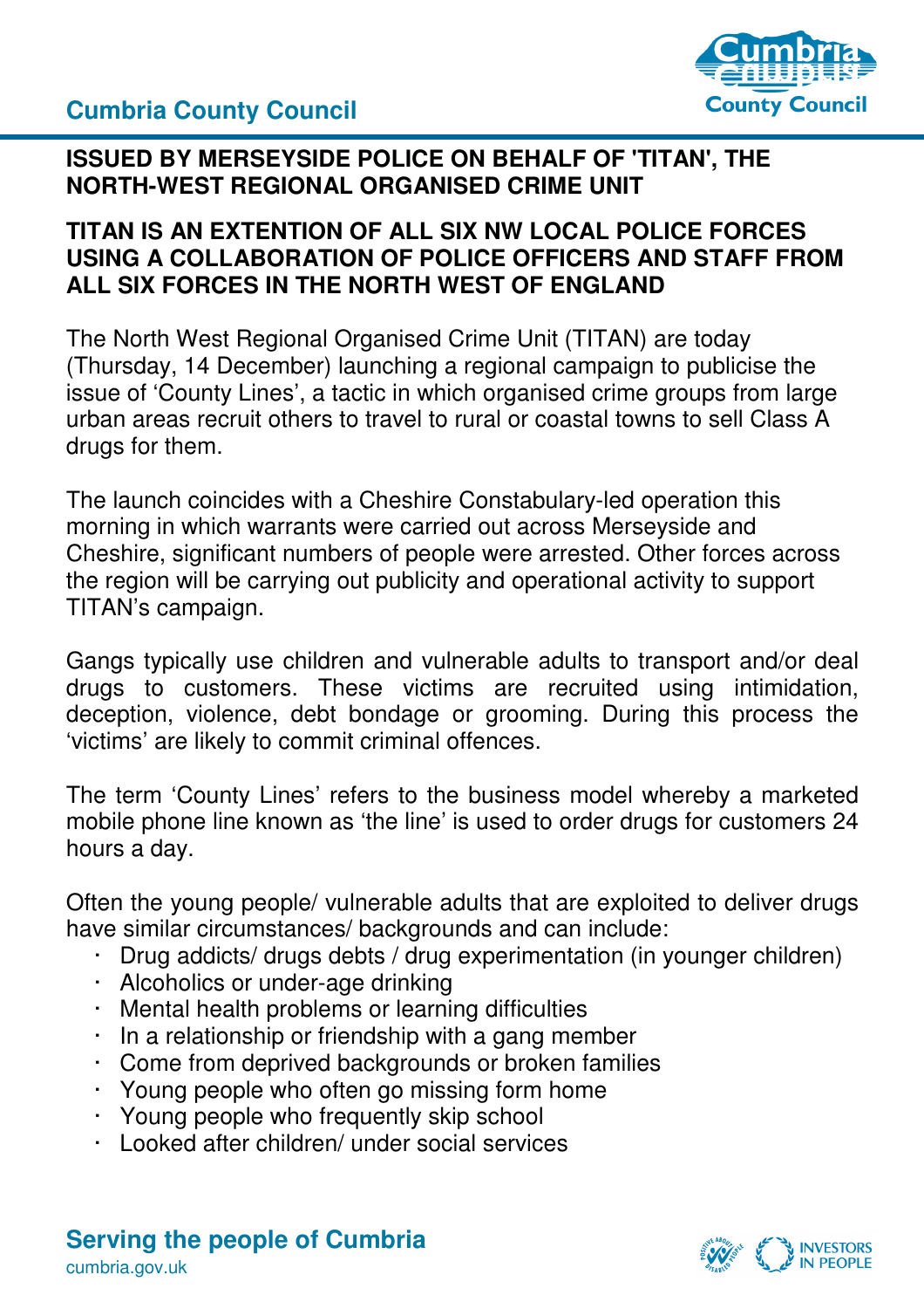**Cumbria County Council**

**ISSUED BY MERSEYSIDE POLICE ON BEHALF OF 'TITAN', THE NORTH-WEST REGIONAL ORGANISED CRIME UNIT**

**TITAN IS AN EXTENTION OF ALL SIX NW LOCAL POLICE FORCES USING A COLLABORATION OF POLICE OFFICERS AND STAFF FROM ALL SIX FORCES IN THE NORTH WEST OF ENGLAND**

The North West Regional Organised Crime Unit (TITAN) are today (Thursday, 14 December) launching a regional campaign to publicise the issue of 'County Lines', a tactic in which organised crime groups from large urban areas recruit others to travel to rural or coastal towns to sell Class A drugs for them.

The launch coincides with a Cheshire Constabulary-led operation this morning in which warrants were carried out across Merseyside and Cheshire, significant numbers of people were arrested. Other forces across the region will be carrying out publicity and operational activity to support TITAN's campaign.

Gangs typically use children and vulnerable adults to transport and/or deal drugs to customers. These victims are recruited using intimidation, deception, violence, debt bondage or grooming. During this process the 'victims' are likely to commit criminal offences.

The term 'County Lines' refers to the business model whereby a marketed mobile phone line known as 'the line' is used to order drugs for customers 24 hours a day.

Often the young people/ vulnerable adults that are exploited to deliver drugs have similar circumstances/ backgrounds and can include:

- Drug addicts/ drugs debts / drug experimentation (in younger children)
- Alcoholics or under-age drinking
- Mental health problems or learning difficulties
- In a relationship or friendship with a gang member
- Come from deprived backgrounds or broken families
- Young people who often go missing form home
- Young people who frequently skip school
- Looked after children/ under social services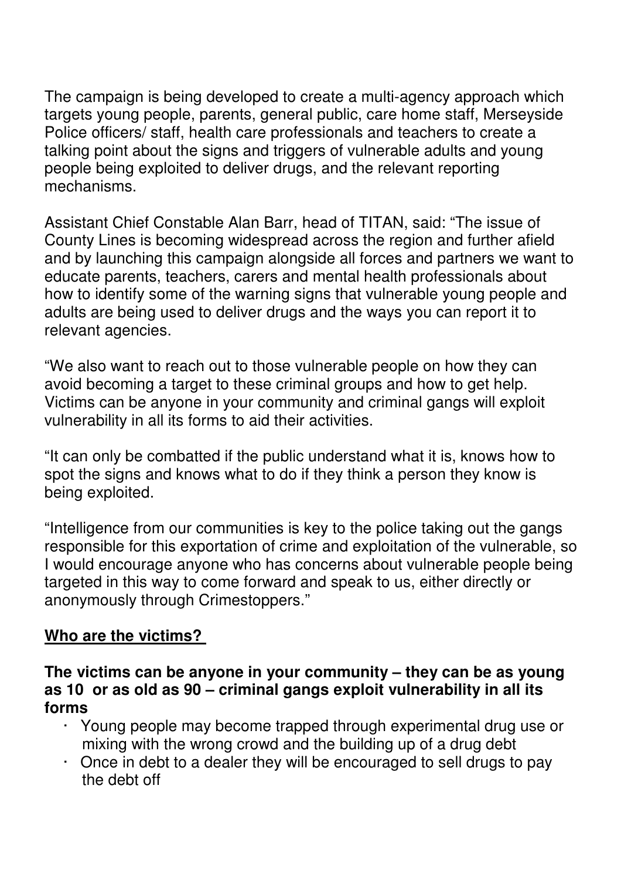The campaign is being developed to create a multi-agency approach which targets young people, parents, general public, care home staff, Merseyside Police officers/ staff, health care professionals and teachers to create a talking point about the signs and triggers of vulnerable adults and young people being exploited to deliver drugs, and the relevant reporting mechanisms.

Assistant Chief Constable Alan Barr, head of TITAN, said: "The issue of County Lines is becoming widespread across the region and further afield and by launching this campaign alongside all forces and partners we want to educate parents, teachers, carers and mental health professionals about how to identify some of the warning signs that vulnerable young people and adults are being used to deliver drugs and the ways you can report it to relevant agencies.

"We also want to reach out to those vulnerable people on how they can avoid becoming a target to these criminal groups and how to get help. Victims can be anyone in your community and criminal gangs will exploit vulnerability in all its forms to aid their activities.

"It can only be combatted if the public understand what it is, knows how to spot the signs and knows what to do if they think a person they know is being exploited.

"Intelligence from our communities is key to the police taking out the gangs responsible for this exportation of crime and exploitation of the vulnerable, so I would encourage anyone who has concerns about vulnerable people being targeted in this way to come forward and speak to us, either directly or anonymously through Crimestoppers."

**Who are the victims?**

**The victims can be anyone in your community – they can be as young as 10 or as old as 90 – criminal gangs exploit vulnerability in all its forms**

- Young people may become trapped through experimental drug use or mixing with the wrong crowd and the building up of a drug debt
- Once in debt to a dealer they will be encouraged to sell drugs to pay the debt off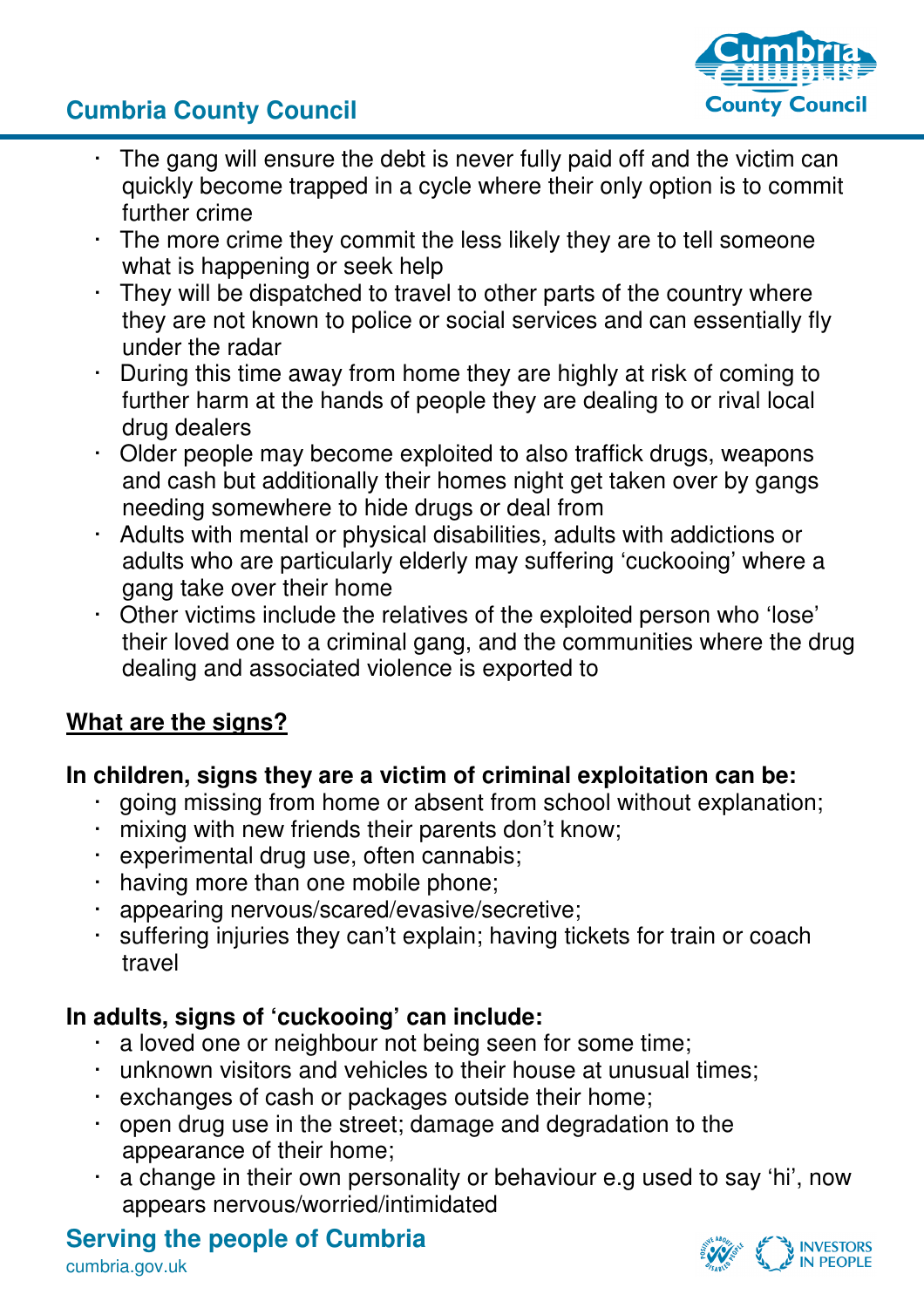- The gang will ensure the debt is never fully paid off and the victim can quickly become trapped in a cycle where their only option is to commit further crime
- The more crime they commit the less likely they are to tell someone what is happening or seek help
- They will be dispatched to travel to other parts of the country where they are not known to police or social services and can essentially fly under the radar
- During this time away from home they are highly at risk of coming to further harm at the hands of people they are dealing to or rival local drug dealers
- Older people may become exploited to also traffick drugs, weapons and cash but additionally their homes night get taken over by gangs needing somewhere to hide drugs or deal from
- Adults with mental or physical disabilities, adults with addictions or adults who are particularly elderly may suffering 'cuckooing' where a gang take over their home
- Other victims include the relatives of the exploited person who 'lose' their loved one to a criminal gang, and the communities where the drug dealing and associated violence is exported to

## <u>What are the signs?</u>

**In children, signs they are a victim of criminal exploitation can be:**

- going missing from home or absent from school without explanation;
- mixing with new friends their parents don't know;
- experimental drug use, often cannabis;
- having more than one mobile phone;
- appearing nervous/scared/evasive/secretive;
- suffering injuries they can't explain; having tickets for train or coach travel

**In adults, signs of 'cuckooing' can include:**

- a loved one or neighbour not being seen for some time;
- unknown visitors and vehicles to their house at unusual times;
- exchanges of cash or packages outside their home;
- open drug use in the street; damage and degradation to the appearance of their home;
- a change in their own personality or behaviour e.g used to say 'hi', now appears nervous/worried/intimidated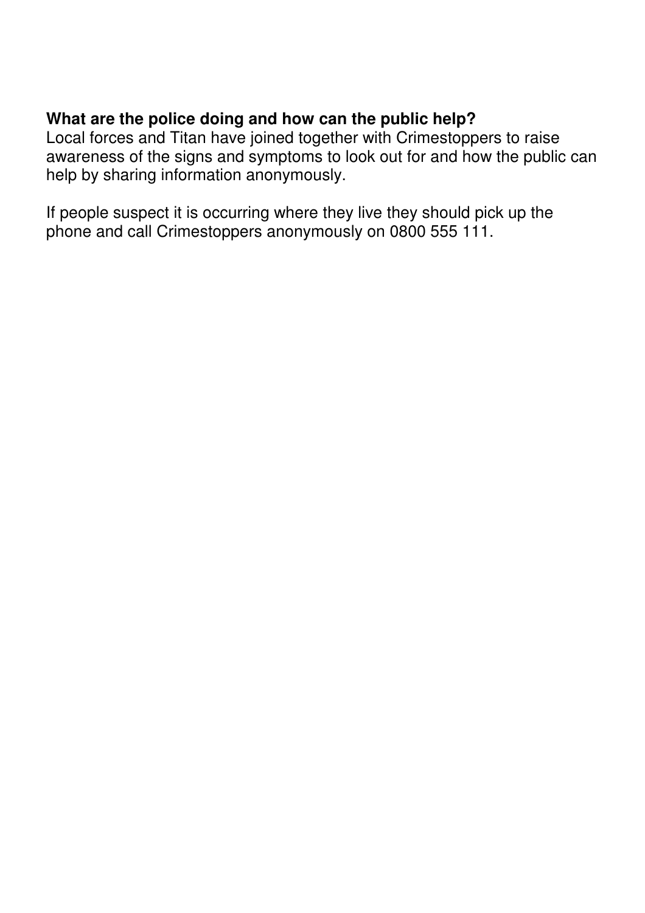**What are the police doing and how can the public help?**
Local forces and Titan have joined together with Crimestoppers to raise awareness of the signs and symptoms to look out for and how the public can help by sharing information anonymously.

If people suspect it is occurring where they live they should pick up the phone and call Crimestoppers anonymously on 0800 555 111.